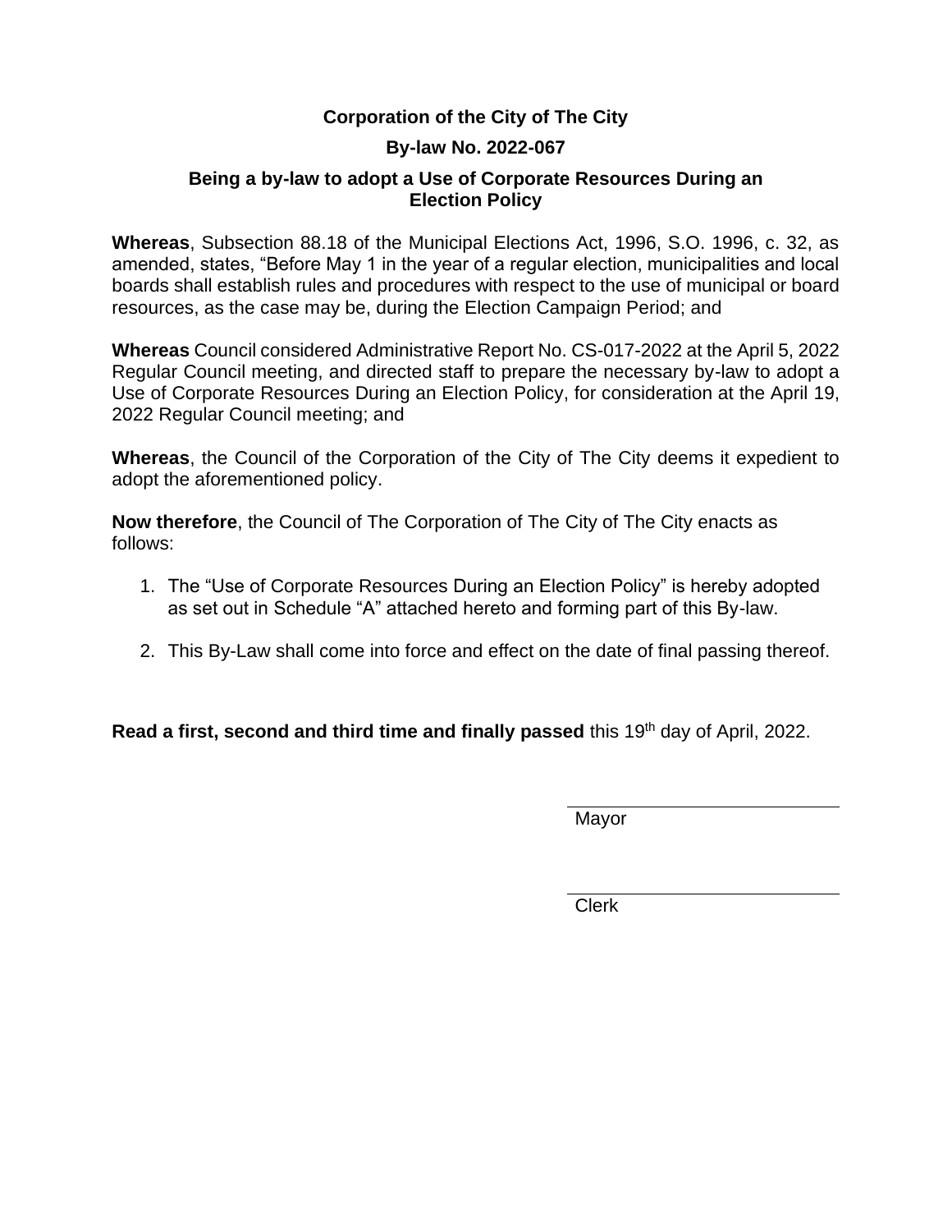**Corporation of the City of The City**

**By-law No. 2022-067**

**Being a by-law to adopt a Use of Corporate Resources During an Election Policy**

**Whereas**, Subsection 88.18 of the Municipal Elections Act, 1996, S.O. 1996, c. 32, as amended, states, “Before May 1 in the year of a regular election, municipalities and local boards shall establish rules and procedures with respect to the use of municipal or board resources, as the case may be, during the Election Campaign Period; and

**Whereas** Council considered Administrative Report No. CS-017-2022 at the April 5, 2022 Regular Council meeting, and directed staff to prepare the necessary by-law to adopt a Use of Corporate Resources During an Election Policy, for consideration at the April 19, 2022 Regular Council meeting; and

**Whereas**, the Council of the Corporation of the City of The City deems it expedient to adopt the aforementioned policy.

**Now therefore**, the Council of The Corporation of The City of The City enacts as follows:

1. The “Use of Corporate Resources During an Election Policy” is hereby adopted as set out in Schedule “A” attached hereto and forming part of this By-law.

2. This By-Law shall come into force and effect on the date of final passing thereof.

**Read a first, second and third time and finally passed** this 19th day of April, 2022.

Mayor

Clerk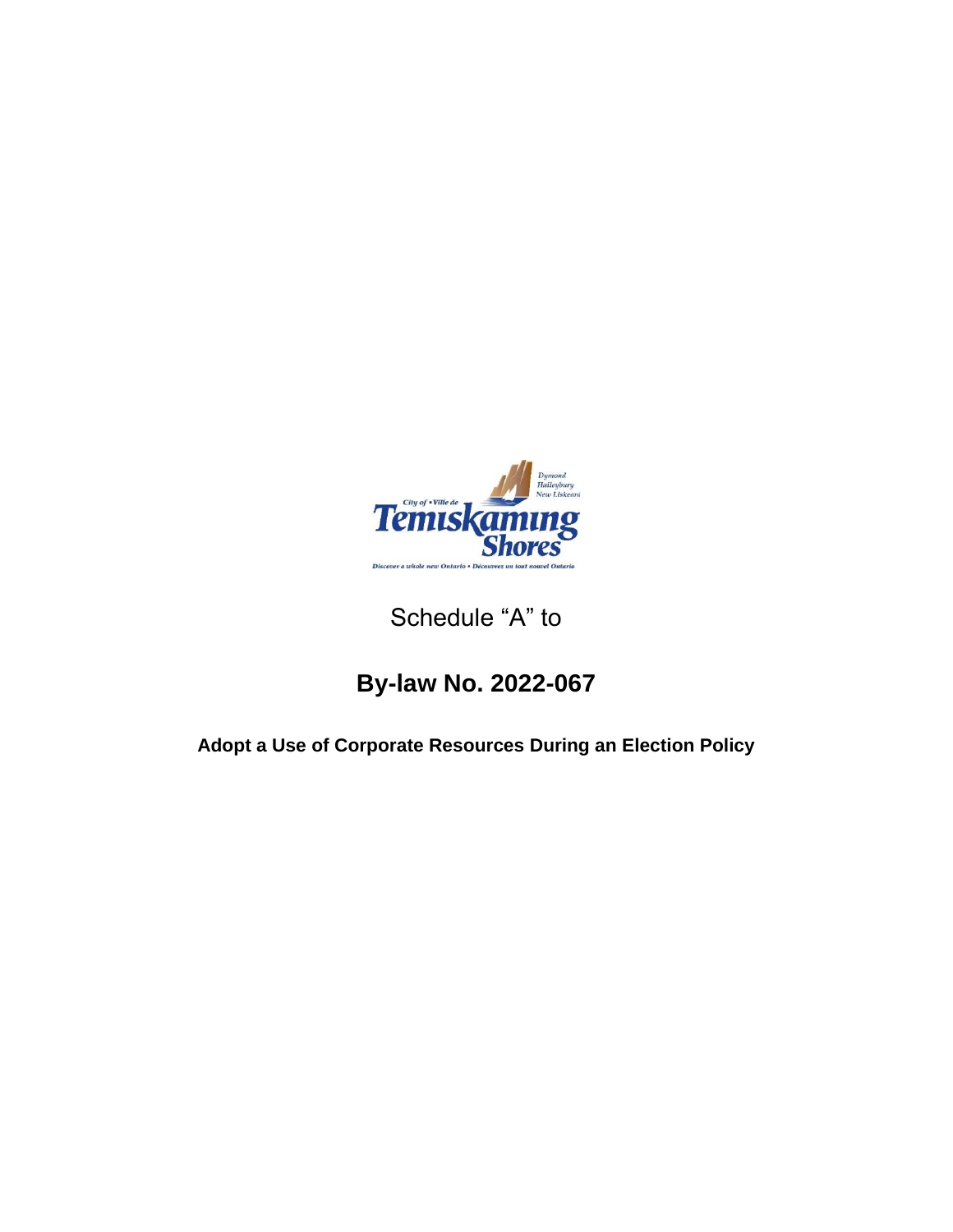Schedule “A” to

# By-law No. 2022-067

**Adopt a Use of Corporate Resources During an Election Policy**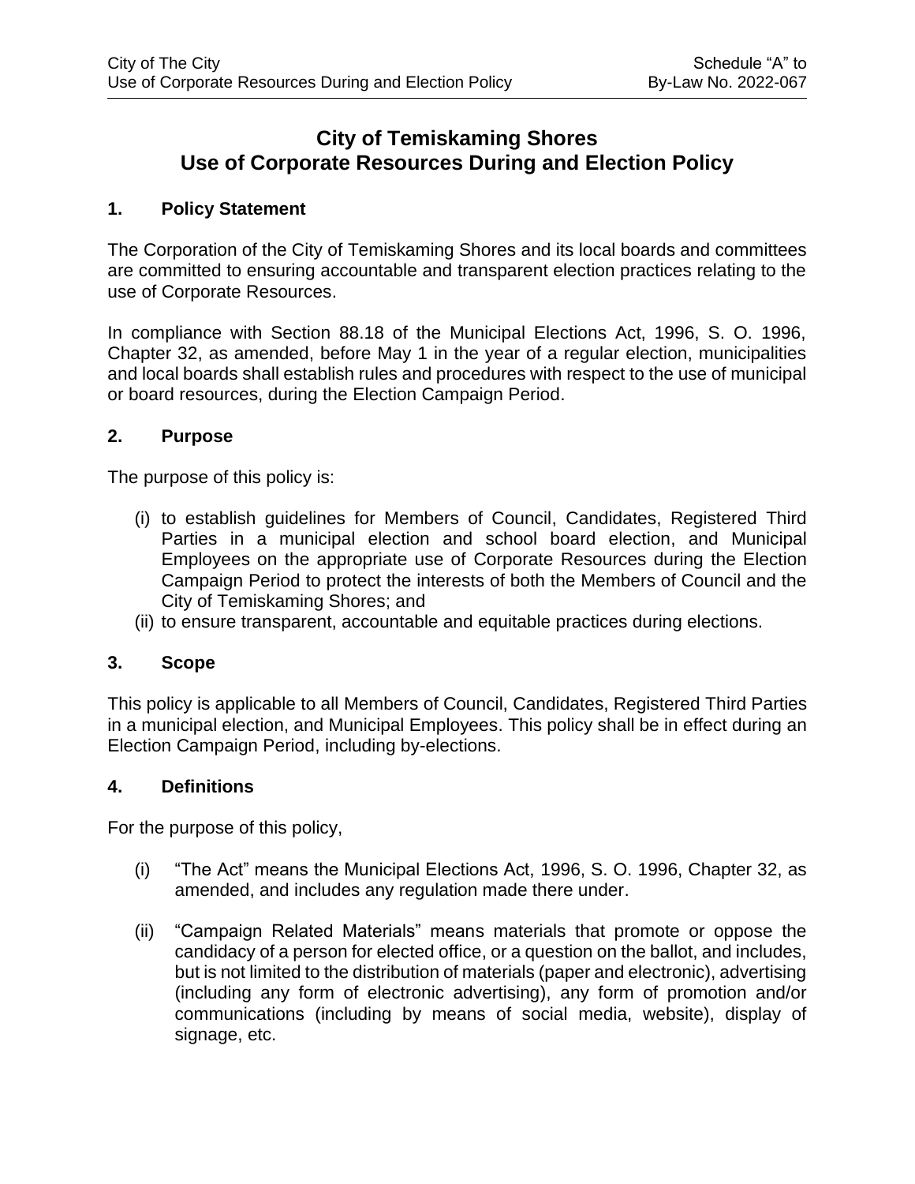# City of Temiskaming Shores
# Use of Corporate Resources During and Election Policy

## 1. Policy Statement

The Corporation of the City of Temiskaming Shores and its local boards and committees are committed to ensuring accountable and transparent election practices relating to the use of Corporate Resources.

In compliance with Section 88.18 of the Municipal Elections Act, 1996, S. O. 1996, Chapter 32, as amended, before May 1 in the year of a regular election, municipalities and local boards shall establish rules and procedures with respect to the use of municipal or board resources, during the Election Campaign Period.

## 2. Purpose

The purpose of this policy is:

(i) to establish guidelines for Members of Council, Candidates, Registered Third Parties in a municipal election and school board election, and Municipal Employees on the appropriate use of Corporate Resources during the Election Campaign Period to protect the interests of both the Members of Council and the City of Temiskaming Shores; and

(ii) to ensure transparent, accountable and equitable practices during elections.

## 3. Scope

This policy is applicable to all Members of Council, Candidates, Registered Third Parties in a municipal election, and Municipal Employees. This policy shall be in effect during an Election Campaign Period, including by-elections.

## 4. Definitions

For the purpose of this policy,

(i) "The Act" means the Municipal Elections Act, 1996, S. O. 1996, Chapter 32, as amended, and includes any regulation made there under.

(ii) "Campaign Related Materials" means materials that promote or oppose the candidacy of a person for elected office, or a question on the ballot, and includes, but is not limited to the distribution of materials (paper and electronic), advertising (including any form of electronic advertising), any form of promotion and/or communications (including by means of social media, website), display of signage, etc.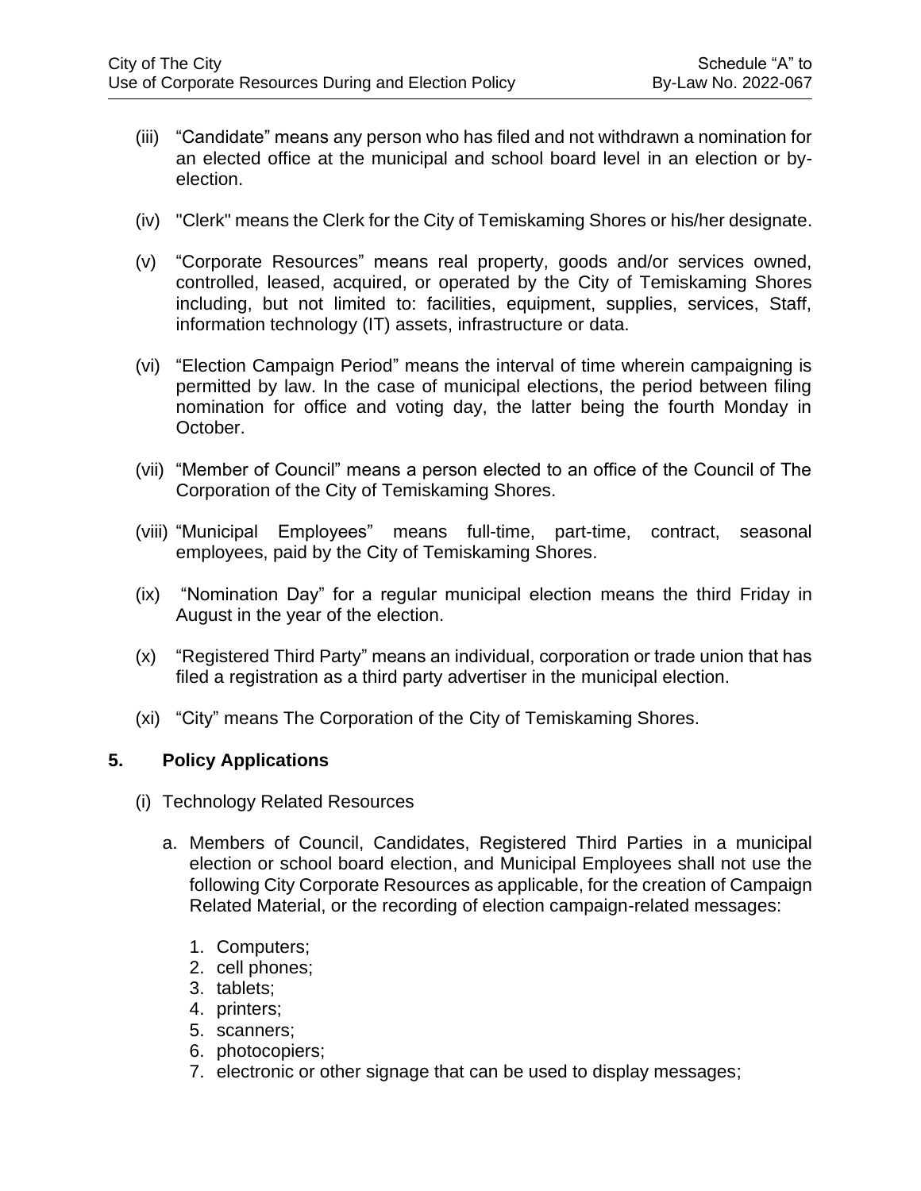(iii) "Candidate" means any person who has filed and not withdrawn a nomination for an elected office at the municipal and school board level in an election or by-election.

(iv) "Clerk" means the Clerk for the City of Temiskaming Shores or his/her designate.

(v) "Corporate Resources" means real property, goods and/or services owned, controlled, leased, acquired, or operated by the City of Temiskaming Shores including, but not limited to: facilities, equipment, supplies, services, Staff, information technology (IT) assets, infrastructure or data.

(vi) "Election Campaign Period" means the interval of time wherein campaigning is permitted by law. In the case of municipal elections, the period between filing nomination for office and voting day, the latter being the fourth Monday in October.

(vii) "Member of Council" means a person elected to an office of the Council of The Corporation of the City of Temiskaming Shores.

(viii) "Municipal Employees" means full-time, part-time, contract, seasonal employees, paid by the City of Temiskaming Shores.

(ix) "Nomination Day" for a regular municipal election means the third Friday in August in the year of the election.

(x) "Registered Third Party" means an individual, corporation or trade union that has filed a registration as a third party advertiser in the municipal election.

(xi) "City" means The Corporation of the City of Temiskaming Shores.

## 5. Policy Applications

(i) Technology Related Resources

a. Members of Council, Candidates, Registered Third Parties in a municipal election or school board election, and Municipal Employees shall not use the following City Corporate Resources as applicable, for the creation of Campaign Related Material, or the recording of election campaign-related messages:

1. Computers;
2. cell phones;
3. tablets;
4. printers;
5. scanners;
6. photocopiers;
7. electronic or other signage that can be used to display messages;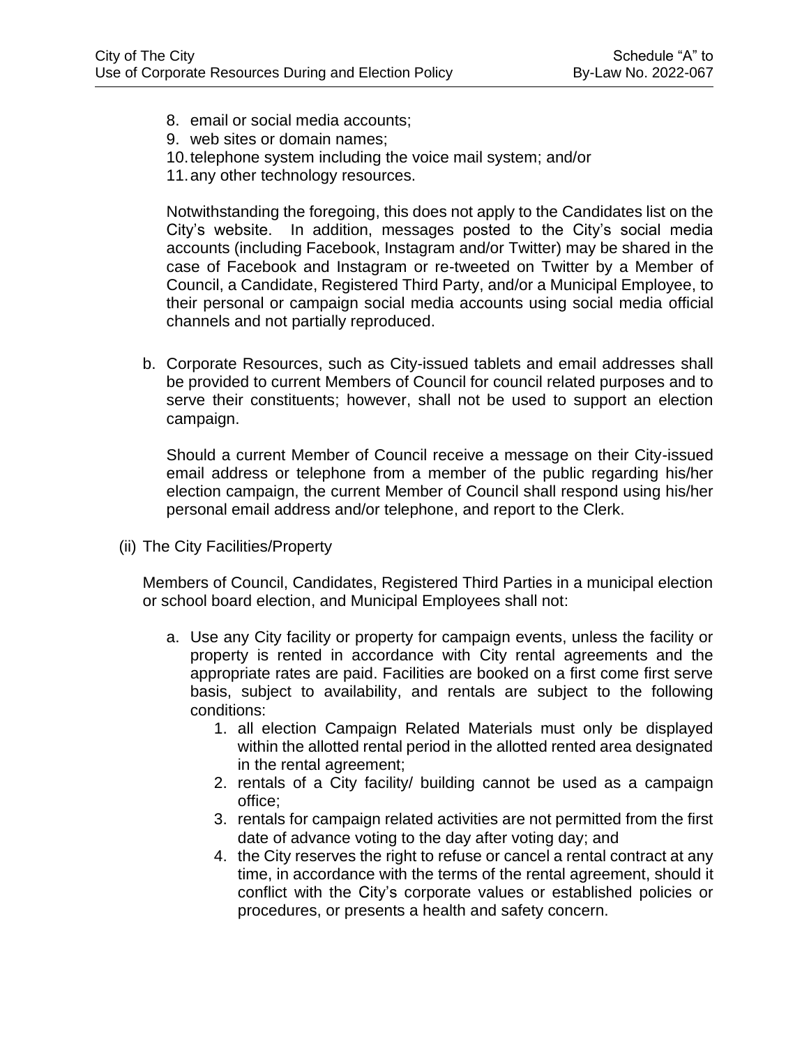8. email or social media accounts;
9. web sites or domain names;
10. telephone system including the voice mail system; and/or
11. any other technology resources.

Notwithstanding the foregoing, this does not apply to the Candidates list on the City's website. In addition, messages posted to the City's social media accounts (including Facebook, Instagram and/or Twitter) may be shared in the case of Facebook and Instagram or re-tweeted on Twitter by a Member of Council, a Candidate, Registered Third Party, and/or a Municipal Employee, to their personal or campaign social media accounts using social media official channels and not partially reproduced.

b. Corporate Resources, such as City-issued tablets and email addresses shall be provided to current Members of Council for council related purposes and to serve their constituents; however, shall not be used to support an election campaign.

Should a current Member of Council receive a message on their City-issued email address or telephone from a member of the public regarding his/her election campaign, the current Member of Council shall respond using his/her personal email address and/or telephone, and report to the Clerk.

(ii) The City Facilities/Property

Members of Council, Candidates, Registered Third Parties in a municipal election or school board election, and Municipal Employees shall not:

a. Use any City facility or property for campaign events, unless the facility or property is rented in accordance with City rental agreements and the appropriate rates are paid. Facilities are booked on a first come first serve basis, subject to availability, and rentals are subject to the following conditions:
    1. all election Campaign Related Materials must only be displayed within the allotted rental period in the allotted rented area designated in the rental agreement;
    2. rentals of a City facility/ building cannot be used as a campaign office;
    3. rentals for campaign related activities are not permitted from the first date of advance voting to the day after voting day; and
    4. the City reserves the right to refuse or cancel a rental contract at any time, in accordance with the terms of the rental agreement, should it conflict with the City's corporate values or established policies or procedures, or presents a health and safety concern.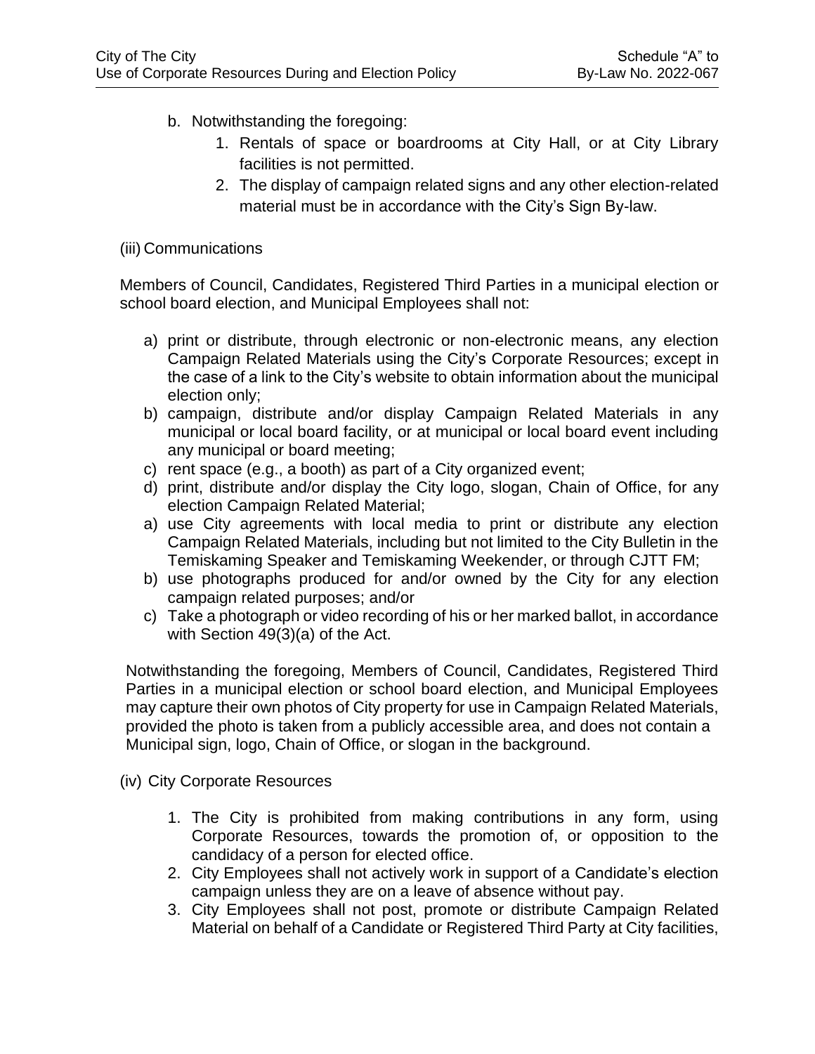b. Notwithstanding the foregoing:
    1. Rentals of space or boardrooms at City Hall, or at City Library facilities is not permitted.
    2. The display of campaign related signs and any other election-related material must be in accordance with the City's Sign By-law.

(iii) Communications

Members of Council, Candidates, Registered Third Parties in a municipal election or school board election, and Municipal Employees shall not:

a) print or distribute, through electronic or non-electronic means, any election Campaign Related Materials using the City's Corporate Resources; except in the case of a link to the City's website to obtain information about the municipal election only;
b) campaign, distribute and/or display Campaign Related Materials in any municipal or local board facility, or at municipal or local board event including any municipal or board meeting;
c) rent space (e.g., a booth) as part of a City organized event;
d) print, distribute and/or display the City logo, slogan, Chain of Office, for any election Campaign Related Material;
a) use City agreements with local media to print or distribute any election Campaign Related Materials, including but not limited to the City Bulletin in the Temiskaming Speaker and Temiskaming Weekender, or through CJTT FM;
b) use photographs produced for and/or owned by the City for any election campaign related purposes; and/or
c) Take a photograph or video recording of his or her marked ballot, in accordance with Section 49(3)(a) of the Act.

Notwithstanding the foregoing, Members of Council, Candidates, Registered Third Parties in a municipal election or school board election, and Municipal Employees may capture their own photos of City property for use in Campaign Related Materials, provided the photo is taken from a publicly accessible area, and does not contain a Municipal sign, logo, Chain of Office, or slogan in the background.

(iv) City Corporate Resources

1. The City is prohibited from making contributions in any form, using Corporate Resources, towards the promotion of, or opposition to the candidacy of a person for elected office.
2. City Employees shall not actively work in support of a Candidate's election campaign unless they are on a leave of absence without pay.
3. City Employees shall not post, promote or distribute Campaign Related Material on behalf of a Candidate or Registered Third Party at City facilities,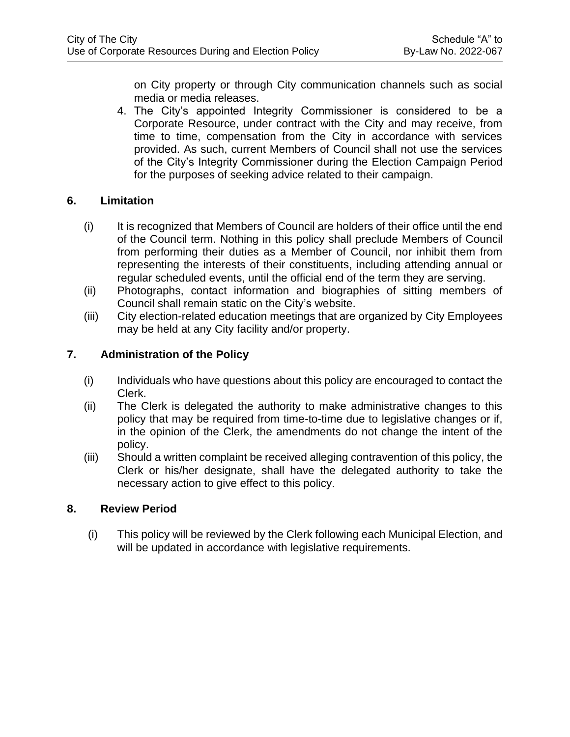on City property or through City communication channels such as social media or media releases.

4. The City's appointed Integrity Commissioner is considered to be a Corporate Resource, under contract with the City and may receive, from time to time, compensation from the City in accordance with services provided. As such, current Members of Council shall not use the services of the City's Integrity Commissioner during the Election Campaign Period for the purposes of seeking advice related to their campaign.

## 6. Limitation

(i) It is recognized that Members of Council are holders of their office until the end of the Council term. Nothing in this policy shall preclude Members of Council from performing their duties as a Member of Council, nor inhibit them from representing the interests of their constituents, including attending annual or regular scheduled events, until the official end of the term they are serving.

(ii) Photographs, contact information and biographies of sitting members of Council shall remain static on the City's website.

(iii) City election-related education meetings that are organized by City Employees may be held at any City facility and/or property.

## 7. Administration of the Policy

(i) Individuals who have questions about this policy are encouraged to contact the Clerk.

(ii) The Clerk is delegated the authority to make administrative changes to this policy that may be required from time-to-time due to legislative changes or if, in the opinion of the Clerk, the amendments do not change the intent of the policy.

(iii) Should a written complaint be received alleging contravention of this policy, the Clerk or his/her designate, shall have the delegated authority to take the necessary action to give effect to this policy.

## 8. Review Period

(i) This policy will be reviewed by the Clerk following each Municipal Election, and will be updated in accordance with legislative requirements.